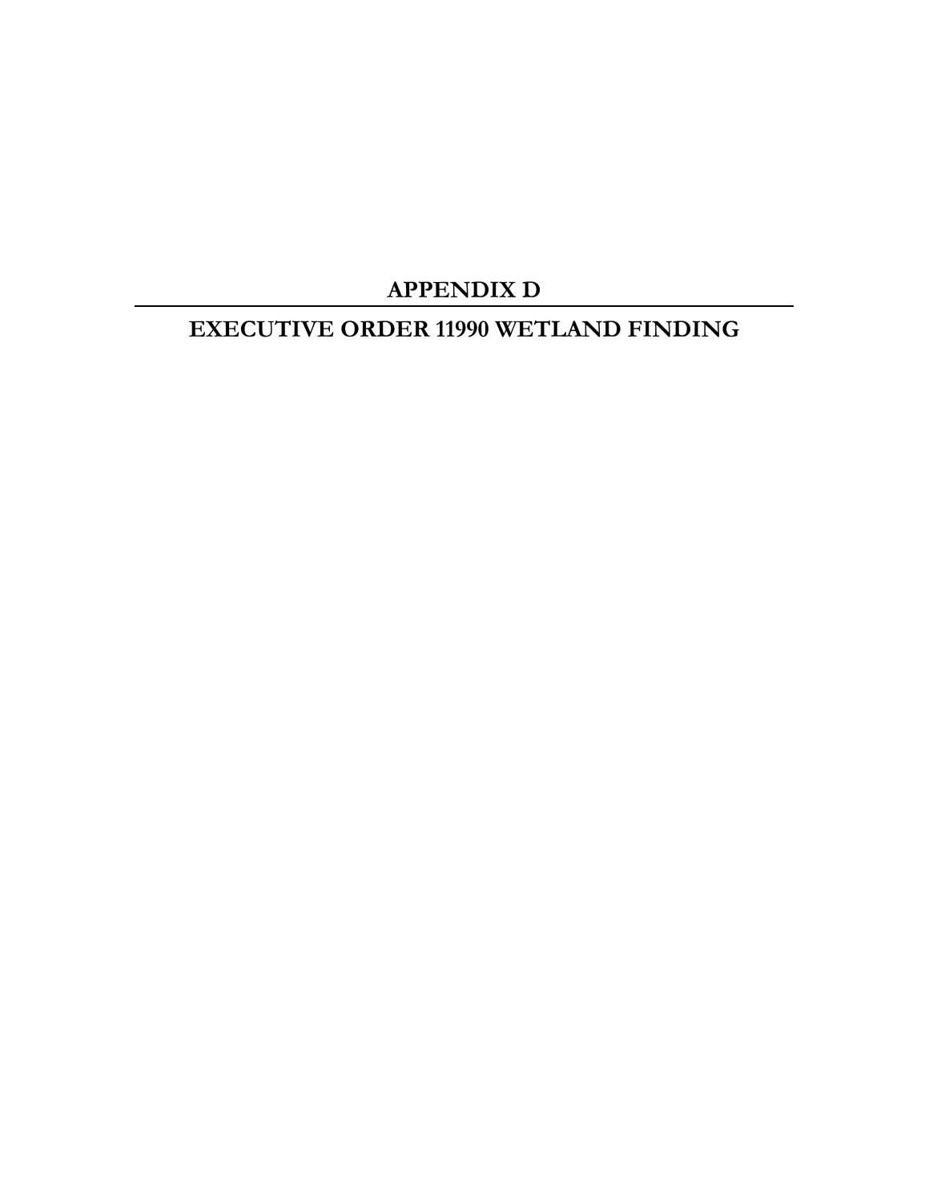# APPENDIX D

---

# EXECUTIVE ORDER 11990 WETLAND FINDING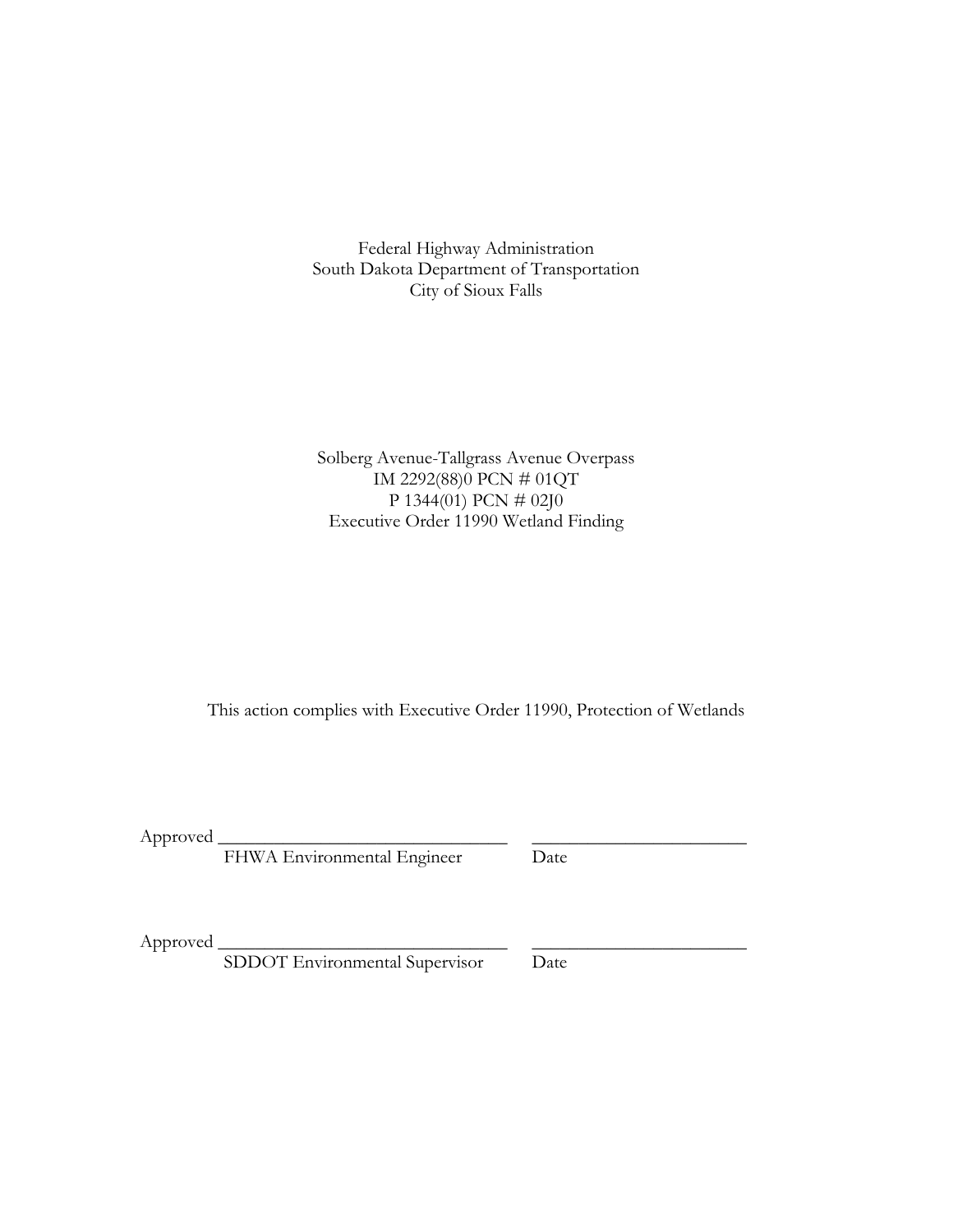Federal Highway Administration
South Dakota Department of Transportation
City of Sioux Falls

Solberg Avenue-Tallgrass Avenue Overpass
IM 2292(88)0 PCN # 01QT
P 1344(01) PCN # 02J0
Executive Order 11990 Wetland Finding

This action complies with Executive Order 11990, Protection of Wetlands

Approved ______________________________ ______________________
FHWA Environmental Engineer Date

Approved ______________________________ ______________________
SDDOT Environmental Supervisor Date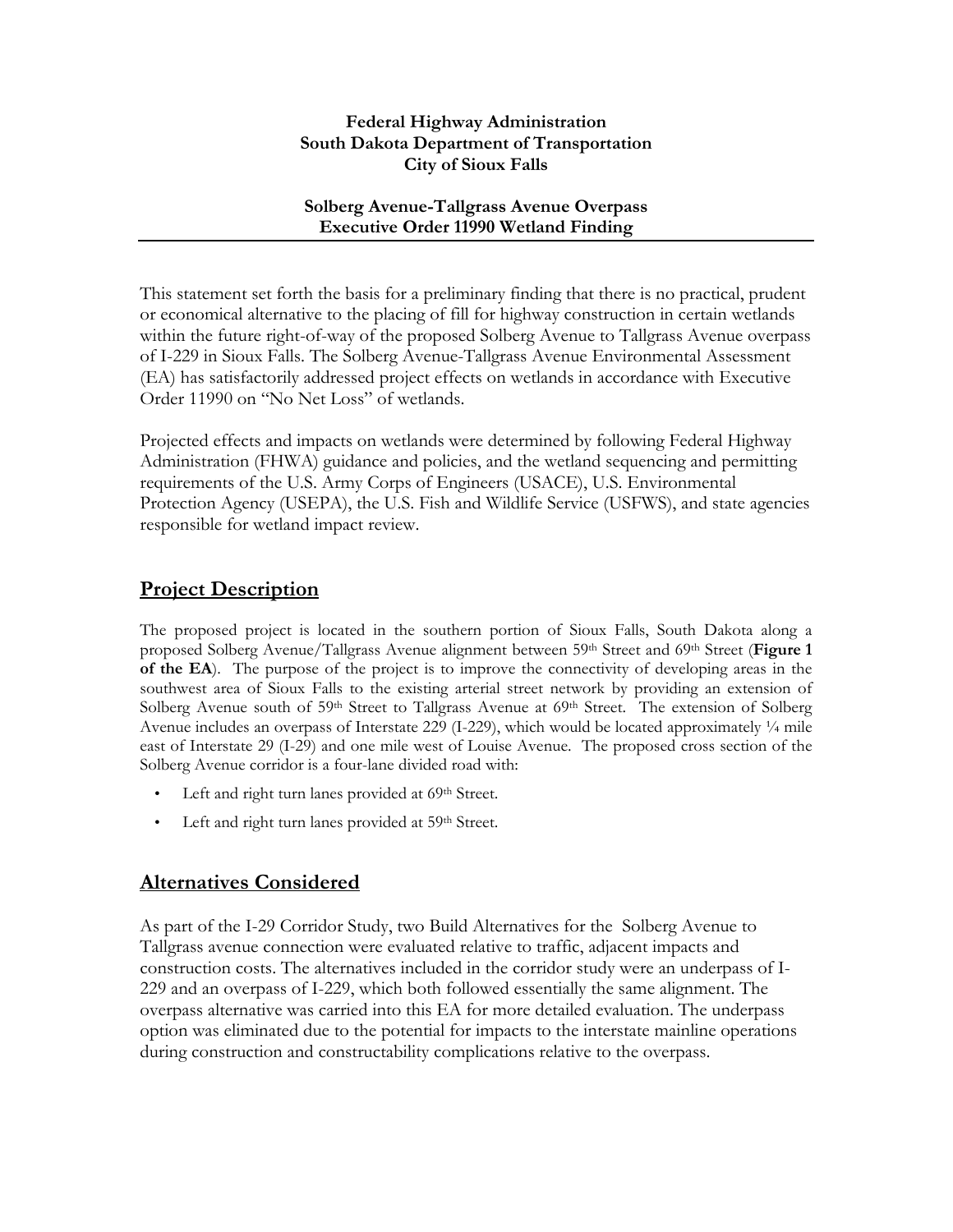**Federal Highway Administration**
**South Dakota Department of Transportation**
**City of Sioux Falls**

**Solberg Avenue-Tallgrass Avenue Overpass**
**Executive Order 11990 Wetland Finding**

---

This statement set forth the basis for a preliminary finding that there is no practical, prudent or economical alternative to the placing of fill for highway construction in certain wetlands within the future right-of-way of the proposed Solberg Avenue to Tallgrass Avenue overpass of I-229 in Sioux Falls. The Solberg Avenue-Tallgrass Avenue Environmental Assessment (EA) has satisfactorily addressed project effects on wetlands in accordance with Executive Order 11990 on "No Net Loss" of wetlands.

Projected effects and impacts on wetlands were determined by following Federal Highway Administration (FHWA) guidance and policies, and the wetland sequencing and permitting requirements of the U.S. Army Corps of Engineers (USACE), U.S. Environmental Protection Agency (USEPA), the U.S. Fish and Wildlife Service (USFWS), and state agencies responsible for wetland impact review.

## Project Description

The proposed project is located in the southern portion of Sioux Falls, South Dakota along a proposed Solberg Avenue/Tallgrass Avenue alignment between 59th Street and 69th Street (**Figure 1 of the EA**). The purpose of the project is to improve the connectivity of developing areas in the southwest area of Sioux Falls to the existing arterial street network by providing an extension of Solberg Avenue south of 59th Street to Tallgrass Avenue at 69th Street. The extension of Solberg Avenue includes an overpass of Interstate 229 (I-229), which would be located approximately ¼ mile east of Interstate 29 (I-29) and one mile west of Louise Avenue. The proposed cross section of the Solberg Avenue corridor is a four-lane divided road with:

- Left and right turn lanes provided at 69th Street.
- Left and right turn lanes provided at 59th Street.

## Alternatives Considered

As part of the I-29 Corridor Study, two Build Alternatives for the Solberg Avenue to Tallgrass avenue connection were evaluated relative to traffic, adjacent impacts and construction costs. The alternatives included in the corridor study were an underpass of I-229 and an overpass of I-229, which both followed essentially the same alignment. The overpass alternative was carried into this EA for more detailed evaluation. The underpass option was eliminated due to the potential for impacts to the interstate mainline operations during construction and constructability complications relative to the overpass.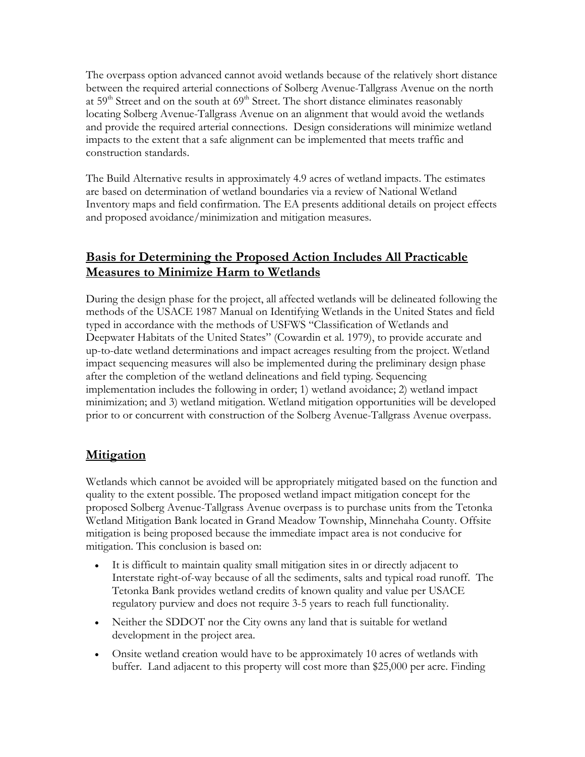The overpass option advanced cannot avoid wetlands because of the relatively short distance between the required arterial connections of Solberg Avenue-Tallgrass Avenue on the north at 59$^{th}$ Street and on the south at 69$^{th}$ Street. The short distance eliminates reasonably locating Solberg Avenue-Tallgrass Avenue on an alignment that would avoid the wetlands and provide the required arterial connections. Design considerations will minimize wetland impacts to the extent that a safe alignment can be implemented that meets traffic and construction standards.

The Build Alternative results in approximately 4.9 acres of wetland impacts. The estimates are based on determination of wetland boundaries via a review of National Wetland Inventory maps and field confirmation. The EA presents additional details on project effects and proposed avoidance/minimization and mitigation measures.

## Basis for Determining the Proposed Action Includes All Practicable Measures to Minimize Harm to Wetlands

During the design phase for the project, all affected wetlands will be delineated following the methods of the USACE 1987 Manual on Identifying Wetlands in the United States and field typed in accordance with the methods of USFWS "Classification of Wetlands and Deepwater Habitats of the United States" (Cowardin et al. 1979), to provide accurate and up-to-date wetland determinations and impact acreages resulting from the project. Wetland impact sequencing measures will also be implemented during the preliminary design phase after the completion of the wetland delineations and field typing. Sequencing implementation includes the following in order; 1) wetland avoidance; 2) wetland impact minimization; and 3) wetland mitigation. Wetland mitigation opportunities will be developed prior to or concurrent with construction of the Solberg Avenue-Tallgrass Avenue overpass.

## Mitigation

Wetlands which cannot be avoided will be appropriately mitigated based on the function and quality to the extent possible. The proposed wetland impact mitigation concept for the proposed Solberg Avenue-Tallgrass Avenue overpass is to purchase units from the Tetonka Wetland Mitigation Bank located in Grand Meadow Township, Minnehaha County. Offsite mitigation is being proposed because the immediate impact area is not conducive for mitigation. This conclusion is based on:

- It is difficult to maintain quality small mitigation sites in or directly adjacent to Interstate right-of-way because of all the sediments, salts and typical road runoff. The Tetonka Bank provides wetland credits of known quality and value per USACE regulatory purview and does not require 3-5 years to reach full functionality.
- Neither the SDDOT nor the City owns any land that is suitable for wetland development in the project area.
- Onsite wetland creation would have to be approximately 10 acres of wetlands with buffer. Land adjacent to this property will cost more than $25,000 per acre. Finding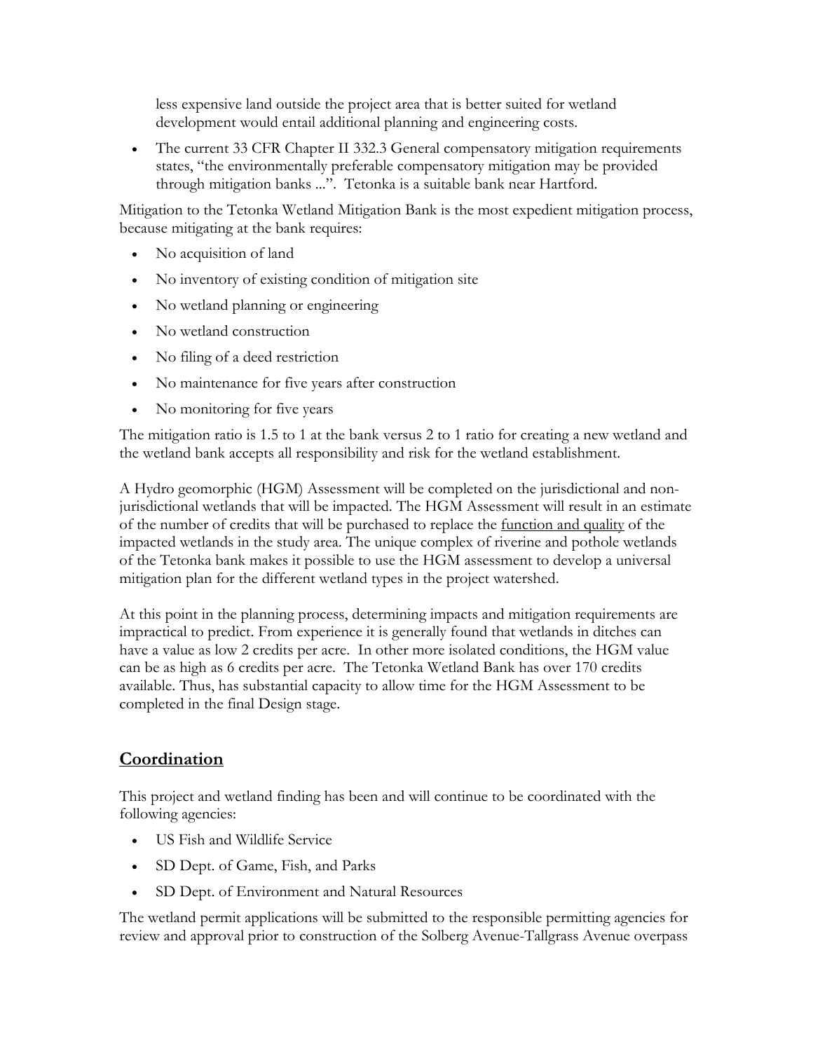less expensive land outside the project area that is better suited for wetland development would entail additional planning and engineering costs.

- The current 33 CFR Chapter II 332.3 General compensatory mitigation requirements states, "the environmentally preferable compensatory mitigation may be provided through mitigation banks ...". Tetonka is a suitable bank near Hartford.

Mitigation to the Tetonka Wetland Mitigation Bank is the most expedient mitigation process, because mitigating at the bank requires:

- No acquisition of land
- No inventory of existing condition of mitigation site
- No wetland planning or engineering
- No wetland construction
- No filing of a deed restriction
- No maintenance for five years after construction
- No monitoring for five years

The mitigation ratio is 1.5 to 1 at the bank versus 2 to 1 ratio for creating a new wetland and the wetland bank accepts all responsibility and risk for the wetland establishment.

A Hydro geomorphic (HGM) Assessment will be completed on the jurisdictional and non-jurisdictional wetlands that will be impacted. The HGM Assessment will result in an estimate of the number of credits that will be purchased to replace the <u>function and quality</u> of the impacted wetlands in the study area. The unique complex of riverine and pothole wetlands of the Tetonka bank makes it possible to use the HGM assessment to develop a universal mitigation plan for the different wetland types in the project watershed.

At this point in the planning process, determining impacts and mitigation requirements are impractical to predict. From experience it is generally found that wetlands in ditches can have a value as low 2 credits per acre. In other more isolated conditions, the HGM value can be as high as 6 credits per acre. The Tetonka Wetland Bank has over 170 credits available. Thus, has substantial capacity to allow time for the HGM Assessment to be completed in the final Design stage.

## Coordination

This project and wetland finding has been and will continue to be coordinated with the following agencies:

- US Fish and Wildlife Service
- SD Dept. of Game, Fish, and Parks
- SD Dept. of Environment and Natural Resources

The wetland permit applications will be submitted to the responsible permitting agencies for review and approval prior to construction of the Solberg Avenue-Tallgrass Avenue overpass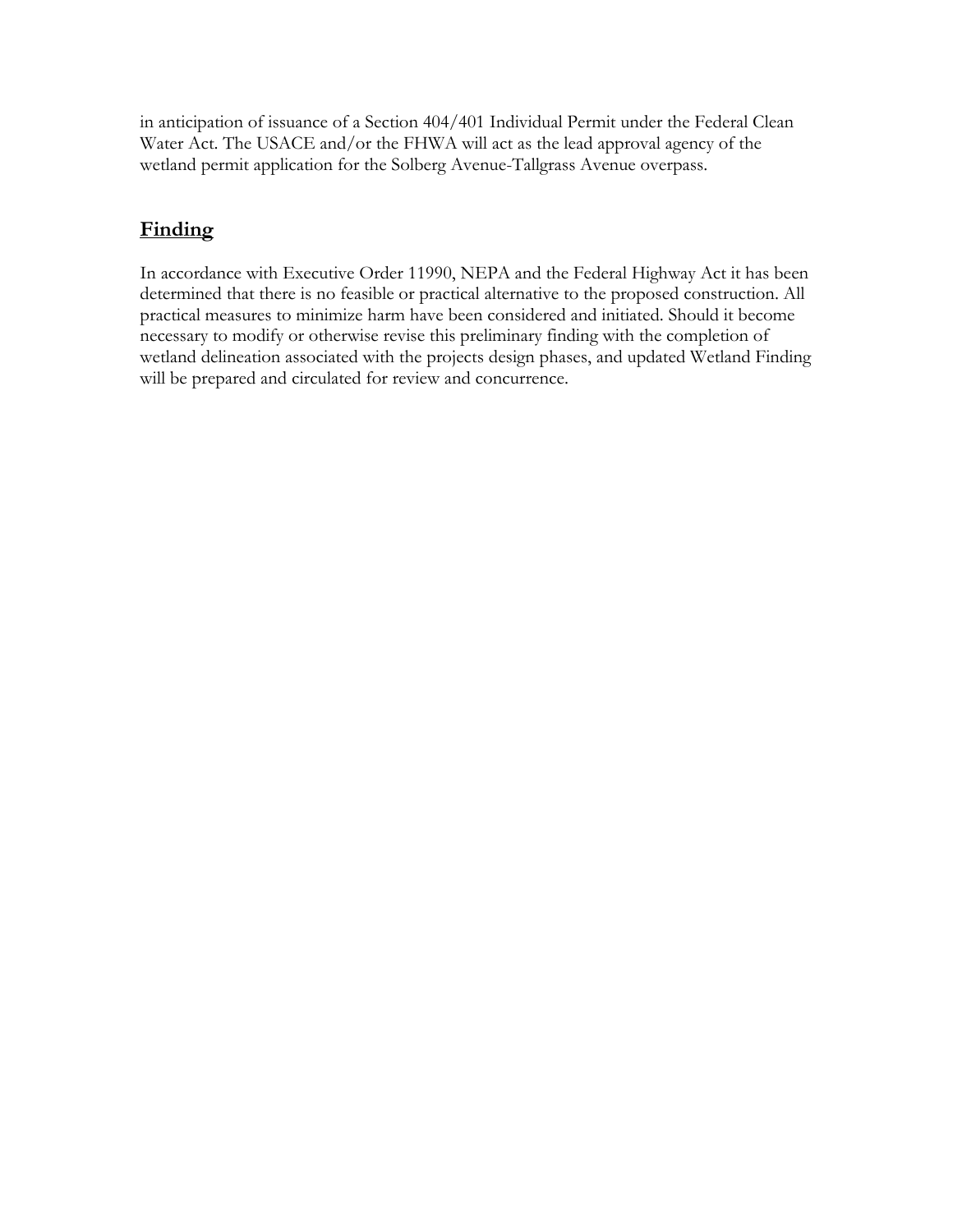in anticipation of issuance of a Section 404/401 Individual Permit under the Federal Clean Water Act. The USACE and/or the FHWA will act as the lead approval agency of the wetland permit application for the Solberg Avenue-Tallgrass Avenue overpass.

## **Finding**

In accordance with Executive Order 11990, NEPA and the Federal Highway Act it has been determined that there is no feasible or practical alternative to the proposed construction. All practical measures to minimize harm have been considered and initiated. Should it become necessary to modify or otherwise revise this preliminary finding with the completion of wetland delineation associated with the projects design phases, and updated Wetland Finding will be prepared and circulated for review and concurrence.